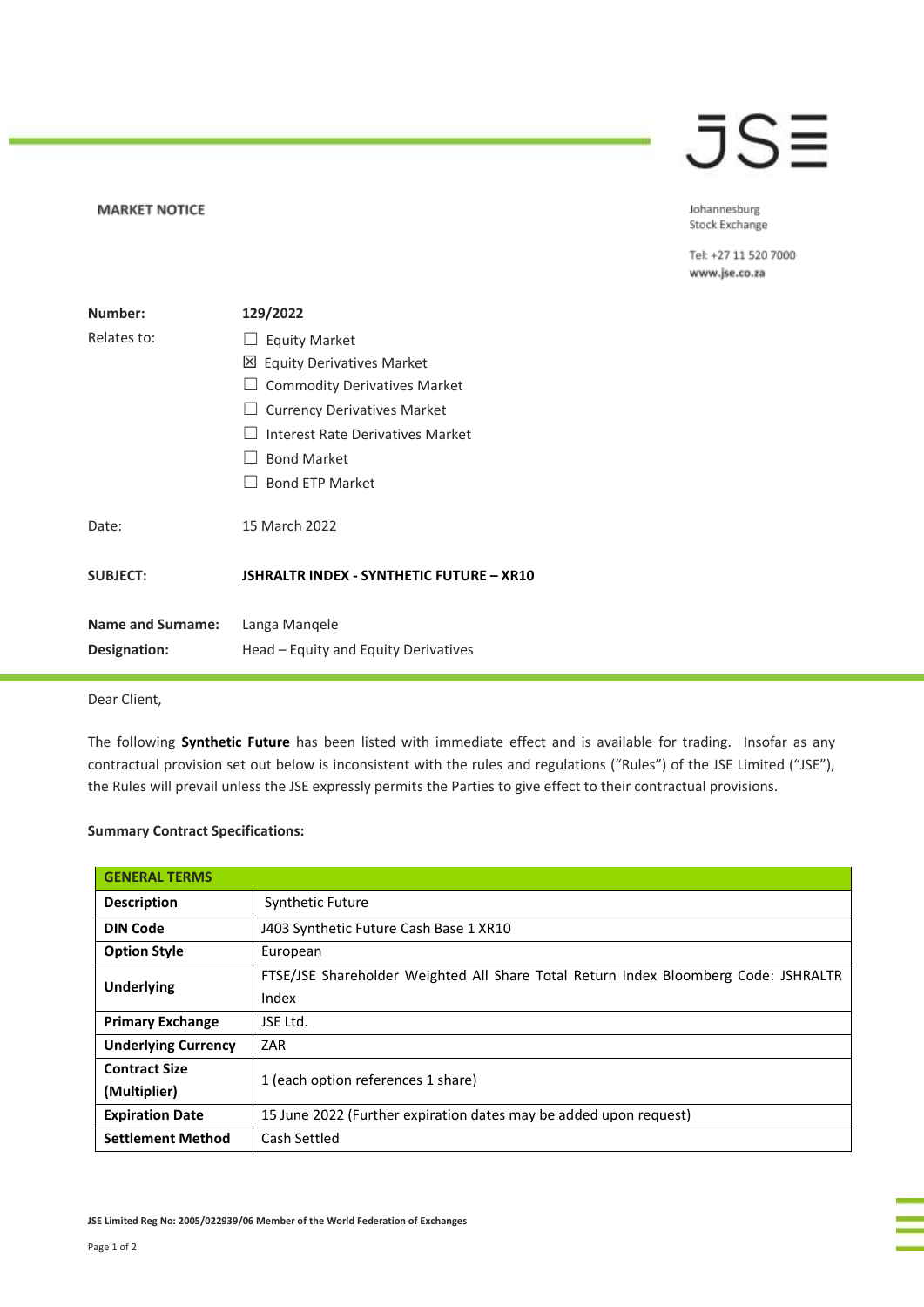**MARKET NOTICE**

Johannesburg Stock Exchange

Tel: +27 11 520 7000
www.jse.co.za

| | |
|---|---|
| **Number:** | **129/2022** |
| Relates to: | ☐ Equity Market<br>☒ Equity Derivatives Market<br>☐ Commodity Derivatives Market<br>☐ Currency Derivatives Market<br>☐ Interest Rate Derivatives Market<br>☐ Bond Market<br>☐ Bond ETP Market |
| Date: | 15 March 2022 |
| **SUBJECT:** | **JSHRALTR INDEX - SYNTHETIC FUTURE – XR10** |
| **Name and Surname:** | Langa Manqele |
| **Designation:** | Head – Equity and Equity Derivatives |

Dear Client,

The following **Synthetic Future** has been listed with immediate effect and is available for trading. Insofar as any contractual provision set out below is inconsistent with the rules and regulations ("Rules") of the JSE Limited ("JSE"), the Rules will prevail unless the JSE expressly permits the Parties to give effect to their contractual provisions.

**Summary Contract Specifications:**

| **GENERAL TERMS** | |
|---|---|
| **Description** | Synthetic Future |
| **DIN Code** | J403 Synthetic Future Cash Base 1 XR10 |
| **Option Style** | European |
| **Underlying** | FTSE/JSE Shareholder Weighted All Share Total Return Index Bloomberg Code: JSHRALTR Index |
| **Primary Exchange** | JSE Ltd. |
| **Underlying Currency** | ZAR |
| **Contract Size (Multiplier)** | 1 (each option references 1 share) |
| **Expiration Date** | 15 June 2022 (Further expiration dates may be added upon request) |
| **Settlement Method** | Cash Settled |

JSE Limited Reg No: 2005/022939/06 Member of the World Federation of Exchanges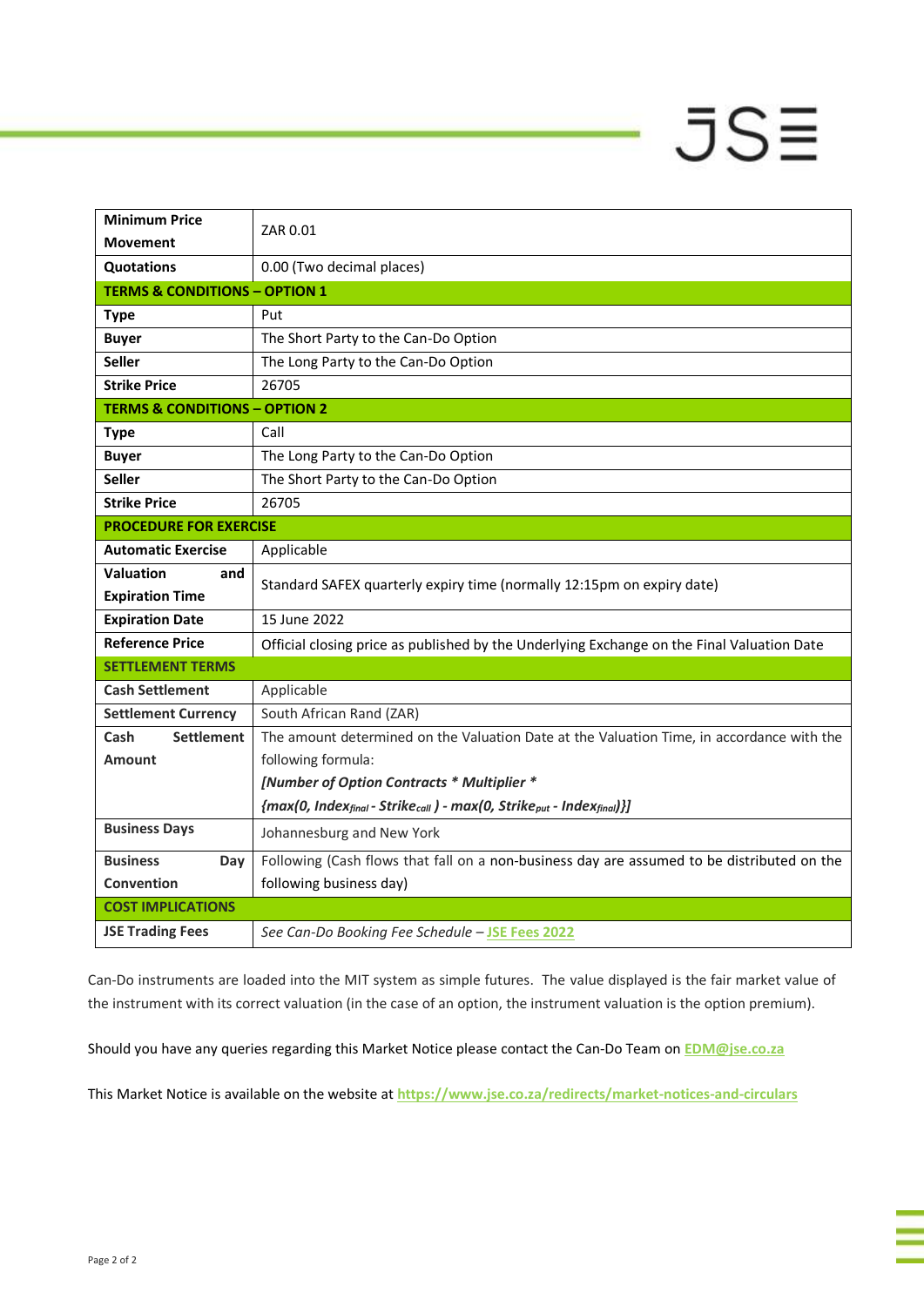| | |
|---|---|
| **Minimum Price Movement** | ZAR 0.01 |
| **Quotations** | 0.00 (Two decimal places) |
| **TERMS & CONDITIONS – OPTION 1** | |
| **Type** | Put |
| **Buyer** | The Short Party to the Can-Do Option |
| **Seller** | The Long Party to the Can-Do Option |
| **Strike Price** | 26705 |
| **TERMS & CONDITIONS – OPTION 2** | |
| **Type** | Call |
| **Buyer** | The Long Party to the Can-Do Option |
| **Seller** | The Short Party to the Can-Do Option |
| **Strike Price** | 26705 |
| **PROCEDURE FOR EXERCISE** | |
| **Automatic Exercise** | Applicable |
| **Valuation and Expiration Time** | Standard SAFEX quarterly expiry time (normally 12:15pm on expiry date) |
| **Expiration Date** | 15 June 2022 |
| **Reference Price** | Official closing price as published by the Underlying Exchange on the Final Valuation Date |
| **SETTLEMENT TERMS** | |
| **Cash Settlement** | Applicable |
| **Settlement Currency** | South African Rand (ZAR) |
| **Cash Settlement Amount** | The amount determined on the Valuation Date at the Valuation Time, in accordance with the following formula: *[Number of Option Contracts * Multiplier * {max(0, $Index_{final}$ - $Strike_{call}$ ) - max(0, $Strike_{put}$ - $Index_{final}$)}]* |
| **Business Days** | Johannesburg and New York |
| **Business Day Convention** | Following (Cash flows that fall on a non-business day are assumed to be distributed on the following business day) |
| **COST IMPLICATIONS** | |
| **JSE Trading Fees** | *See Can-Do Booking Fee Schedule – JSE Fees 2022* |

Can-Do instruments are loaded into the MIT system as simple futures. The value displayed is the fair market value of the instrument with its correct valuation (in the case of an option, the instrument valuation is the option premium).

Should you have any queries regarding this Market Notice please contact the Can-Do Team on EDM@jse.co.za

This Market Notice is available on the website at https://www.jse.co.za/redirects/market-notices-and-circulars